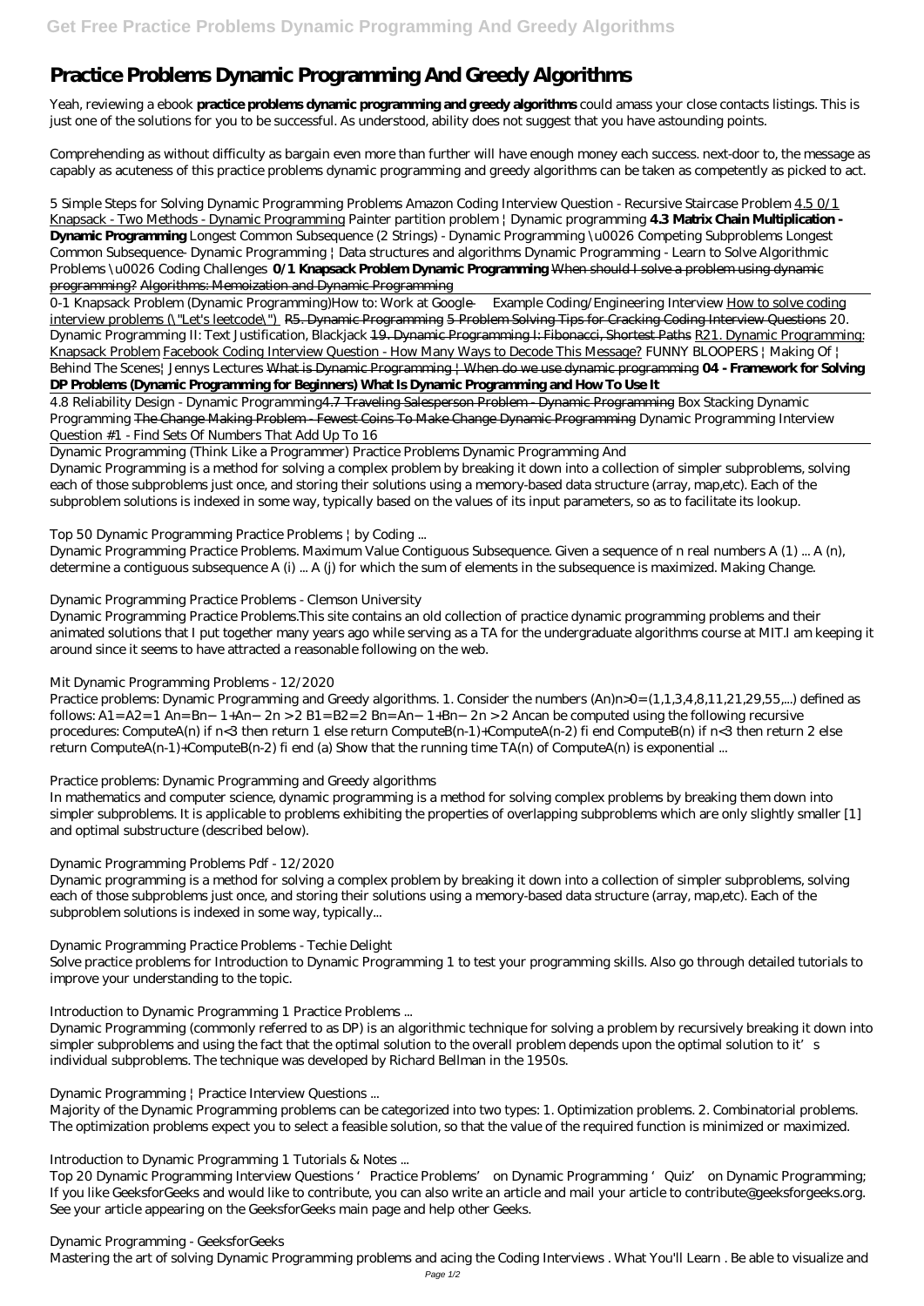# Practice Problems Dynamic Programming And Greedy Algorithms

Yeah, reviewing a ebook **practice problems dynamic programming and greedy algorithms** could amass your close contacts listings. This is just one of the solutions for you to be successful. As understood, ability does not suggest that you have astounding points.

Comprehending as without difficulty as bargain even more than further will have enough money each success. next-door to, the message as capably as acuteness of this practice problems dynamic programming and greedy algorithms can be taken as competently as picked to act.

*5 Simple Steps for Solving Dynamic Programming Problems Amazon Coding Interview Question - Recursive Staircase Problem* 4.5 0/1 Knapsack - Two Methods - Dynamic Programming *Painter partition problem | Dynamic programming* **4.3 Matrix Chain Multiplication - Dynamic Programming** *Longest Common Subsequence (2 Strings) - Dynamic Programming \u0026 Competing Subproblems Longest Common Subsequence- Dynamic Programming | Data structures and algorithms Dynamic Programming - Learn to Solve Algorithmic Problems \u0026 Coding Challenges* **0/1 Knapsack Problem Dynamic Programming** When should I solve a problem using dynamic programming? Algorithms: Memoization and Dynamic Programming

0-1 Knapsack Problem (Dynamic Programming)*How to: Work at Google — Example Coding/Engineering Interview* How to solve coding interview problems (\"Let's leetcode\") R5. Dynamic Programming 5 Problem Solving Tips for Cracking Coding Interview Questions *20. Dynamic Programming II: Text Justification, Blackjack* 19. Dynamic Programming I: Fibonacci, Shortest Paths R21. Dynamic Programming: Knapsack Problem Facebook Coding Interview Question - How Many Ways to Decode This Message? *FUNNY BLOOPERS | Making Of | Behind The Scenes| Jennys Lectures* What is Dynamic Programming | When do we use dynamic programming **04 - Framework for Solving DP Problems (Dynamic Programming for Beginners) What Is Dynamic Programming and How To Use It**

4.8 Reliability Design - Dynamic Programming4.7 Traveling Salesperson Problem - Dynamic Programming *Box Stacking Dynamic Programming* The Change Making Problem - Fewest Coins To Make Change Dynamic Programming *Dynamic Programming Interview Question #1 - Find Sets Of Numbers That Add Up To 16*

Dynamic Programming (Think Like a Programmer) Practice Problems Dynamic Programming And
Dynamic Programming is a method for solving a complex problem by breaking it down into a collection of simpler subproblems, solving each of those subproblems just once, and storing their solutions using a memory-based data structure (array, map,etc). Each of the subproblem solutions is indexed in some way, typically based on the values of its input parameters, so as to facilitate its lookup.

*Top 50 Dynamic Programming Practice Problems | by Coding ...*

Dynamic Programming Practice Problems. Maximum Value Contiguous Subsequence. Given a sequence of n real numbers A (1) ... A (n), determine a contiguous subsequence A (i) ... A (j) for which the sum of elements in the subsequence is maximized. Making Change.

*Dynamic Programming Practice Problems - Clemson University*

Dynamic Programming Practice Problems.This site contains an old collection of practice dynamic programming problems and their animated solutions that I put together many years ago while serving as a TA for the undergraduate algorithms course at MIT.I am keeping it around since it seems to have attracted a reasonable following on the web.

*Mit Dynamic Programming Problems - 12/2020*

Practice problems: Dynamic Programming and Greedy algorithms. 1. Consider the numbers (An)n>0= (1,1,3,4,8,11,21,29,55,...) defined as follows: A1= A2= 1 An= Bn− 1+An− 2n > 2 B1= B2= 2 Bn= An− 1+Bn− 2n > 2 Ancan be computed using the following recursive procedures: ComputeA(n) if n<3 then return 1 else return ComputeB(n-1)+ComputeA(n-2) fi end ComputeB(n) if n<3 then return 2 else return ComputeA(n-1)+ComputeB(n-2) fi end (a) Show that the running time TA(n) of ComputeA(n) is exponential ...

*Practice problems: Dynamic Programming and Greedy algorithms*

In mathematics and computer science, dynamic programming is a method for solving complex problems by breaking them down into simpler subproblems. It is applicable to problems exhibiting the properties of overlapping subproblems which are only slightly smaller [1] and optimal substructure (described below).

*Dynamic Programming Problems Pdf - 12/2020*

Dynamic programming is a method for solving a complex problem by breaking it down into a collection of simpler subproblems, solving each of those subproblems just once, and storing their solutions using a memory-based data structure (array, map,etc). Each of the subproblem solutions is indexed in some way, typically...

*Dynamic Programming Practice Problems - Techie Delight*

Solve practice problems for Introduction to Dynamic Programming 1 to test your programming skills. Also go through detailed tutorials to improve your understanding to the topic.

*Introduction to Dynamic Programming 1 Practice Problems ...*

Dynamic Programming (commonly referred to as DP) is an algorithmic technique for solving a problem by recursively breaking it down into simpler subproblems and using the fact that the optimal solution to the overall problem depends upon the optimal solution to it's individual subproblems. The technique was developed by Richard Bellman in the 1950s.

*Dynamic Programming | Practice Interview Questions ...*

Majority of the Dynamic Programming problems can be categorized into two types: 1. Optimization problems. 2. Combinatorial problems. The optimization problems expect you to select a feasible solution, so that the value of the required function is minimized or maximized.

*Introduction to Dynamic Programming 1 Tutorials & Notes ...*

Top 20 Dynamic Programming Interview Questions 'Practice Problems' on Dynamic Programming 'Quiz' on Dynamic Programming; If you like GeeksforGeeks and would like to contribute, you can also write an article and mail your article to contribute@geeksforgeeks.org. See your article appearing on the GeeksforGeeks main page and help other Geeks.

*Dynamic Programming - GeeksforGeeks*

Mastering the art of solving Dynamic Programming problems and acing the Coding Interviews . What You'll Learn . Be able to visualize and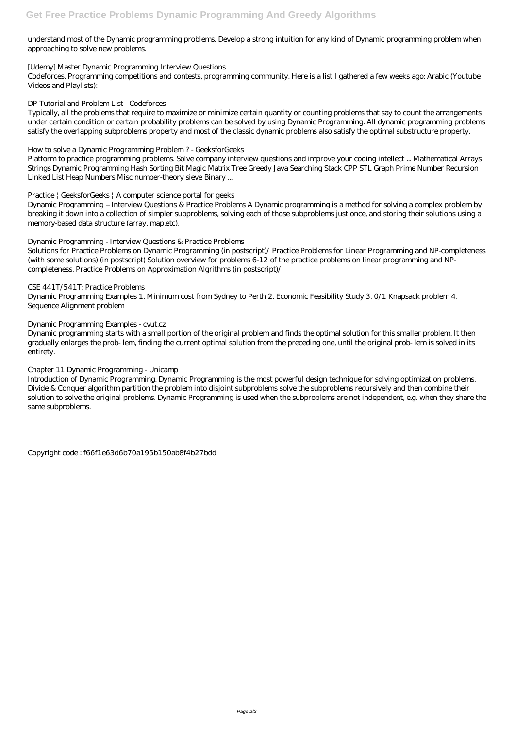understand most of the Dynamic programming problems. Develop a strong intuition for any kind of Dynamic programming problem when approaching to solve new problems.

*[Udemy] Master Dynamic Programming Interview Questions ...*

Codeforces. Programming competitions and contests, programming community. Here is a list I gathered a few weeks ago: Arabic (Youtube Videos and Playlists):

*DP Tutorial and Problem List - Codeforces*

Typically, all the problems that require to maximize or minimize certain quantity or counting problems that say to count the arrangements under certain condition or certain probability problems can be solved by using Dynamic Programming. All dynamic programming problems satisfy the overlapping subproblems property and most of the classic dynamic problems also satisfy the optimal substructure property.

*How to solve a Dynamic Programming Problem ? - GeeksforGeeks*

Platform to practice programming problems. Solve company interview questions and improve your coding intellect ... Mathematical Arrays Strings Dynamic Programming Hash Sorting Bit Magic Matrix Tree Greedy Java Searching Stack CPP STL Graph Prime Number Recursion Linked List Heap Numbers Misc number-theory sieve Binary ...

*Practice | GeeksforGeeks | A computer science portal for geeks*

Dynamic Programming – Interview Questions & Practice Problems A Dynamic programming is a method for solving a complex problem by breaking it down into a collection of simpler subproblems, solving each of those subproblems just once, and storing their solutions using a memory-based data structure (array, map,etc).

*Dynamic Programming - Interview Questions & Practice Problems*

Solutions for Practice Problems on Dynamic Programming (in postscript)/ Practice Problems for Linear Programming and NP-completeness (with some solutions) (in postscript) Solution overview for problems 6-12 of the practice problems on linear programming and NP-completeness. Practice Problems on Approximation Algrithms (in postscript)/

*CSE 441T/541T: Practice Problems*

Dynamic Programming Examples 1. Minimum cost from Sydney to Perth 2. Economic Feasibility Study 3. 0/1 Knapsack problem 4. Sequence Alignment problem

*Dynamic Programming Examples - cvut.cz*

Dynamic programming starts with a small portion of the original problem and finds the optimal solution for this smaller problem. It then gradually enlarges the prob- lem, finding the current optimal solution from the preceding one, until the original prob- lem is solved in its entirety.

*Chapter 11 Dynamic Programming - Unicamp*

Introduction of Dynamic Programming. Dynamic Programming is the most powerful design technique for solving optimization problems. Divide & Conquer algorithm partition the problem into disjoint subproblems solve the subproblems recursively and then combine their solution to solve the original problems. Dynamic Programming is used when the subproblems are not independent, e.g. when they share the same subproblems.

Copyright code : f66f1e63d6b70a195b150ab8f4b27bdd